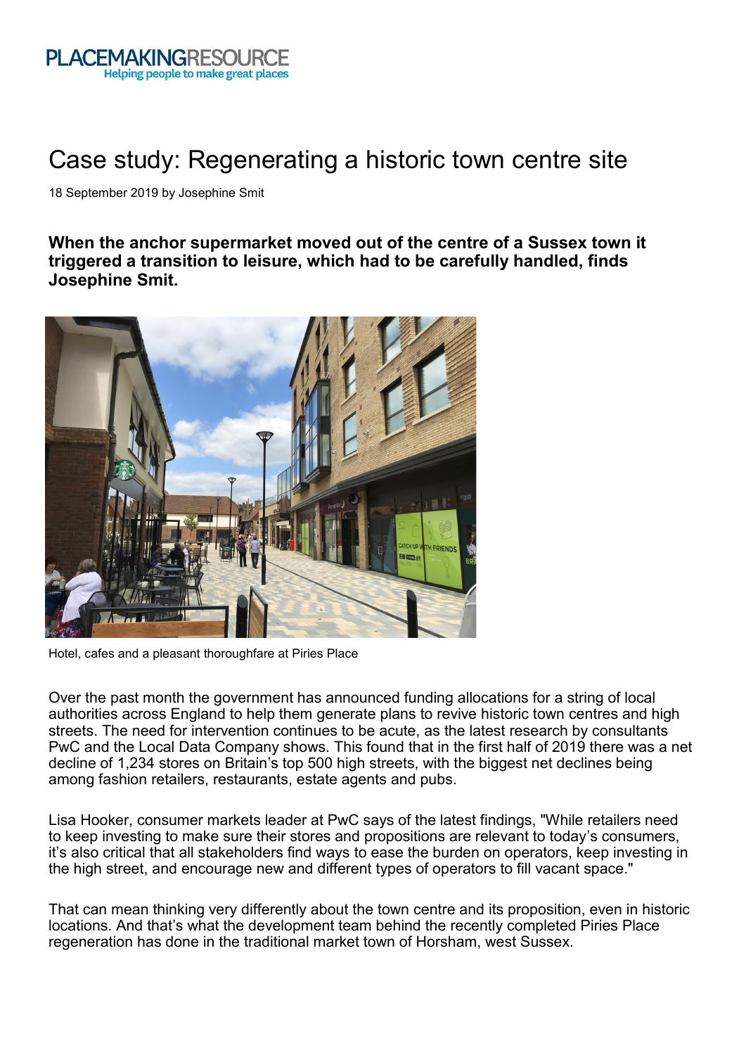# Case study: Regenerating a historic town centre site

18 September 2019 by Josephine Smit

**When the anchor supermarket moved out of the centre of a Sussex town it triggered a transition to leisure, which had to be carefully handled, finds Josephine Smit.**

Hotel, cafes and a pleasant thoroughfare at Piries Place

Over the past month the government has announced funding allocations for a string of local authorities across England to help them generate plans to revive historic town centres and high streets. The need for intervention continues to be acute, as the latest research by consultants PwC and the Local Data Company shows. This found that in the first half of 2019 there was a net decline of 1,234 stores on Britain's top 500 high streets, with the biggest net declines being among fashion retailers, restaurants, estate agents and pubs.

Lisa Hooker, consumer markets leader at PwC says of the latest findings, "While retailers need to keep investing to make sure their stores and propositions are relevant to today's consumers, it's also critical that all stakeholders find ways to ease the burden on operators, keep investing in the high street, and encourage new and different types of operators to fill vacant space."

That can mean thinking very differently about the town centre and its proposition, even in historic locations. And that's what the development team behind the recently completed Piries Place regeneration has done in the traditional market town of Horsham, west Sussex.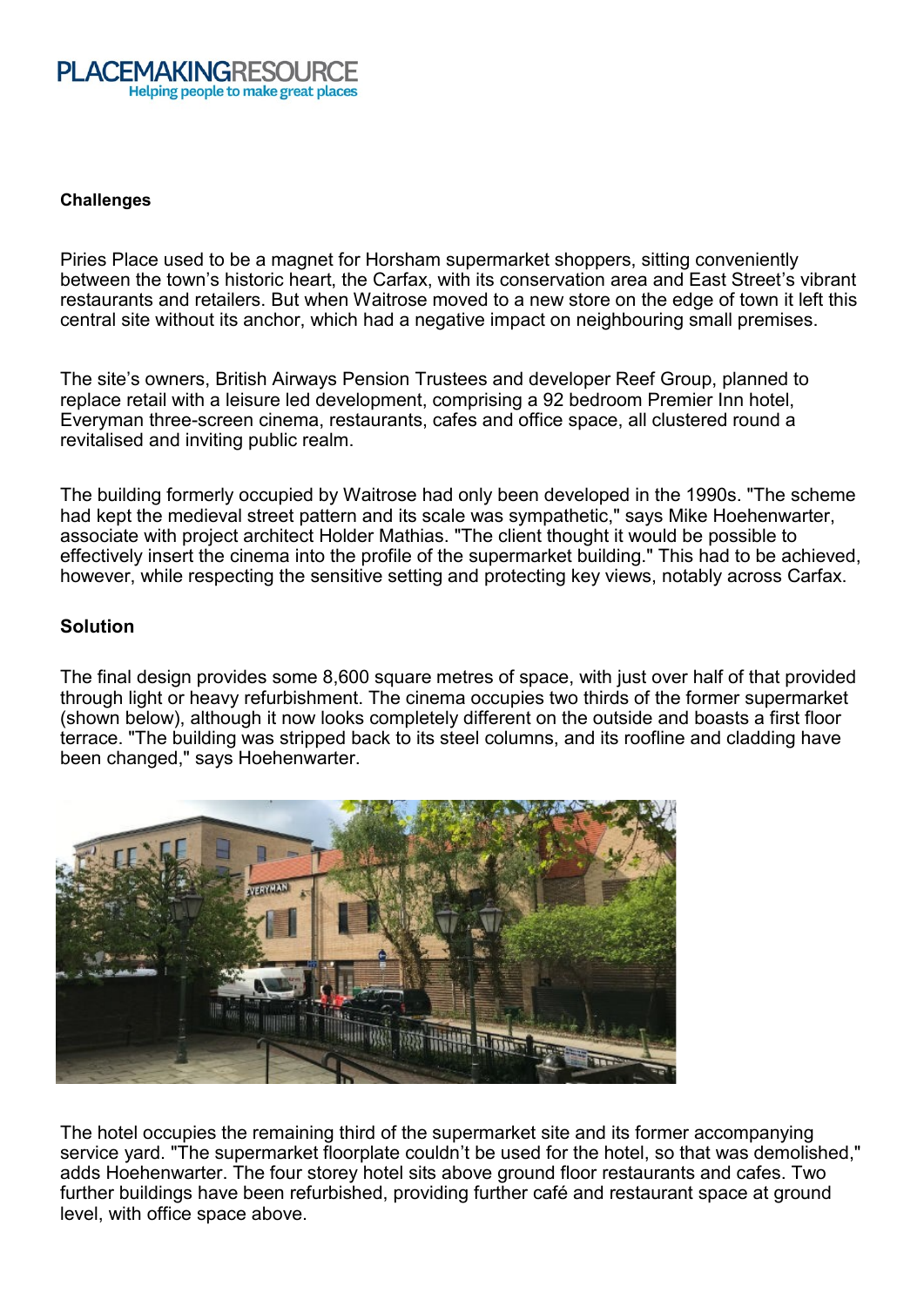### Challenges

Piries Place used to be a magnet for Horsham supermarket shoppers, sitting conveniently between the town's historic heart, the Carfax, with its conservation area and East Street's vibrant restaurants and retailers. But when Waitrose moved to a new store on the edge of town it left this central site without its anchor, which had a negative impact on neighbouring small premises.

The site's owners, British Airways Pension Trustees and developer Reef Group, planned to replace retail with a leisure led development, comprising a 92 bedroom Premier Inn hotel, Everyman three-screen cinema, restaurants, cafes and office space, all clustered round a revitalised and inviting public realm.

The building formerly occupied by Waitrose had only been developed in the 1990s. "The scheme had kept the medieval street pattern and its scale was sympathetic," says Mike Hoehenwarter, associate with project architect Holder Mathias. "The client thought it would be possible to effectively insert the cinema into the profile of the supermarket building." This had to be achieved, however, while respecting the sensitive setting and protecting key views, notably across Carfax.

### Solution

The final design provides some 8,600 square metres of space, with just over half of that provided through light or heavy refurbishment. The cinema occupies two thirds of the former supermarket (shown below), although it now looks completely different on the outside and boasts a first floor terrace. "The building was stripped back to its steel columns, and its roofline and cladding have been changed," says Hoehenwarter.

The hotel occupies the remaining third of the supermarket site and its former accompanying service yard. "The supermarket floorplate couldn't be used for the hotel, so that was demolished," adds Hoehenwarter. The four storey hotel sits above ground floor restaurants and cafes. Two further buildings have been refurbished, providing further café and restaurant space at ground level, with office space above.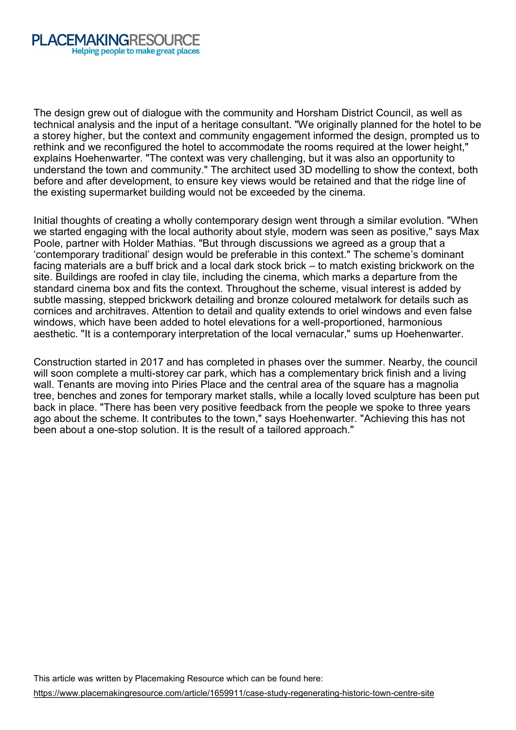The design grew out of dialogue with the community and Horsham District Council, as well as technical analysis and the input of a heritage consultant. "We originally planned for the hotel to be a storey higher, but the context and community engagement informed the design, prompted us to rethink and we reconfigured the hotel to accommodate the rooms required at the lower height," explains Hoehenwarter. "The context was very challenging, but it was also an opportunity to understand the town and community." The architect used 3D modelling to show the context, both before and after development, to ensure key views would be retained and that the ridge line of the existing supermarket building would not be exceeded by the cinema.

Initial thoughts of creating a wholly contemporary design went through a similar evolution. "When we started engaging with the local authority about style, modern was seen as positive," says Max Poole, partner with Holder Mathias. "But through discussions we agreed as a group that a 'contemporary traditional' design would be preferable in this context." The scheme's dominant facing materials are a buff brick and a local dark stock brick – to match existing brickwork on the site. Buildings are roofed in clay tile, including the cinema, which marks a departure from the standard cinema box and fits the context. Throughout the scheme, visual interest is added by subtle massing, stepped brickwork detailing and bronze coloured metalwork for details such as cornices and architraves. Attention to detail and quality extends to oriel windows and even false windows, which have been added to hotel elevations for a well-proportioned, harmonious aesthetic. "It is a contemporary interpretation of the local vernacular," sums up Hoehenwarter.

Construction started in 2017 and has completed in phases over the summer. Nearby, the council will soon complete a multi-storey car park, which has a complementary brick finish and a living wall. Tenants are moving into Piries Place and the central area of the square has a magnolia tree, benches and zones for temporary market stalls, while a locally loved sculpture has been put back in place. "There has been very positive feedback from the people we spoke to three years ago about the scheme. It contributes to the town," says Hoehenwarter. "Achieving this has not been about a one-stop solution. It is the result of a tailored approach."

This article was written by Placemaking Resource which can be found here:
https://www.placemakingresource.com/article/1659911/case-study-regenerating-historic-town-centre-site